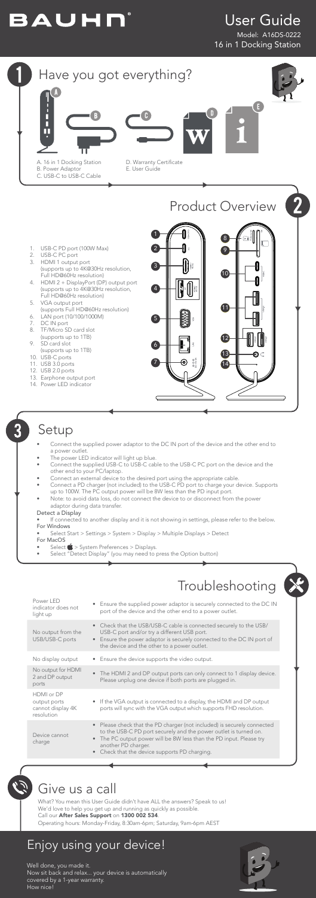# BAUHN

## User Guide

Model: A16DS-0222
16 in 1 Docking Station

## 1 Have you got everything?

A. 16 in 1 Docking Station
B. Power Adaptor
C. USB-C to USB-C Cable
D. Warranty Certificate
E. User Guide

## 2 Product Overview

1. USB-C PD port (100W Max)
2. USB-C PC port
3. HDMI 1 output port (supports up to 4K@30Hz resolution, Full HD@60Hz resolution)
4. HDMI 2 + DisplayPort (DP) output port (supports up to 4K@30Hz resolution, Full HD@60Hz resolution)
5. VGA output port (supports Full HD@60Hz resolution)
6. LAN port (10/100/1000M)
7. DC IN port
8. TF/Micro SD card slot (supports up to 1TB)
9. SD card slot (supports up to 1TB)
10. USB-C ports
11. USB 3.0 ports
12. USB 2.0 ports
13. Earphone output port
14. Power LED indicator

## 3 Setup

- Connect the supplied power adaptor to the DC IN port of the device and the other end to a power outlet.
- The power LED indicator will light up blue.
- Connect the supplied USB-C to USB-C cable to the USB-C PC port on the device and the other end to your PC/laptop.
- Connect an external device to the desired port using the appropriate cable.
- Connect a PD charger (not included) to the USB-C PD port to charge your device. Supports up to 100W. The PC output power will be 8W less than the PD input port.
- Note: to avoid data loss, do not connect the device to or disconnect from the power adaptor during data transfer.

**Detect a Display**

- If connected to another display and it is not showing in settings, please refer to the below.

**For Windows**

- Select Start > Settings > System > Display > Multiple Displays > Detect

**For MacOS**

- Select  > System Preferences > Displays.
- Select "Detect Display" (you may need to press the Option button)

## Troubleshooting

| Problem | Solution |
| --- | --- |
| Power LED indicator does not light up | • Ensure the supplied power adaptor is securely connected to the DC IN port of the device and the other end to a power outlet. |
| No output from the USB/USB-C ports | • Check that the USB/USB-C cable is connected securely to the USB/USB-C port and/or try a different USB port. • Ensure the power adaptor is securely connected to the DC IN port of the device and the other to a power outlet. |
| No display output | • Ensure the device supports the video output. |
| No output for HDMI 2 and DP output ports | • The HDMI 2 and DP output ports can only connect to 1 display device. Please unplug one device if both ports are plugged in. |
| HDMI or DP output ports cannot display 4K resolution | • If the VGA output is connected to a display, the HDMI and DP output ports will sync with the VGA output which supports FHD resolution. |
| Device cannot charge | • Please check that the PD charger (not included) is securely connected to the USB-C PD port securely and the power outlet is turned on. • The PC output power will be 8W less than the PD input. Please try another PD charger. • Check that the device supports PD charging. |

## Give us a call

What? You mean this User Guide didn't have ALL the answers? Speak to us!
We'd love to help you get up and running as quickly as possible.
Call our **After Sales Support** on **1300 002 534**.
Operating hours: Monday-Friday, 8:30am-6pm; Saturday, 9am-6pm AEST

## Enjoy using your device!

Well done, you made it.
Now sit back and relax... your device is automatically covered by a 1-year warranty.
How nice!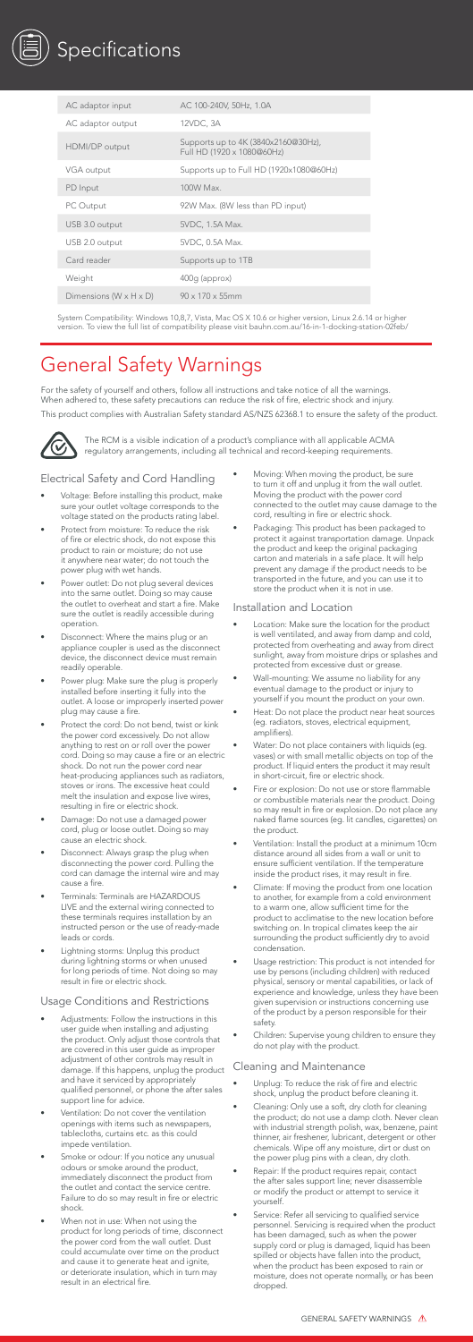# Specifications

| | |
|---|---|
| AC adaptor input | AC 100-240V, 50Hz, 1.0A |
| AC adaptor output | 12VDC, 3A |
| HDMI/DP output | Supports up to 4K (3840x2160@30Hz), Full HD (1920 x 1080@60Hz) |
| VGA output | Supports up to Full HD (1920x1080@60Hz) |
| PD Input | 100W Max. |
| PC Output | 92W Max. (8W less than PD input) |
| USB 3.0 output | 5VDC, 1.5A Max. |
| USB 2.0 output | 5VDC, 0.5A Max. |
| Card reader | Supports up to 1TB |
| Weight | 400g (approx) |
| Dimensions (W x H x D) | 90 x 170 x 55mm |

System Compatibility: Windows 10,8,7, Vista, Mac OS X 10.6 or higher version, Linux 2.6.14 or higher version. To view the full list of compatibility please visit bauhn.com.au/16-in-1-docking-station-02feb/

# General Safety Warnings

For the safety of yourself and others, follow all instructions and take notice of all the warnings. When adhered to, these safety precautions can reduce the risk of fire, electric shock and injury.

This product complies with Australian Safety standard AS/NZS 62368.1 to ensure the safety of the product.

The RCM is a visible indication of a product's compliance with all applicable ACMA regulatory arrangements, including all technical and record-keeping requirements.

## Electrical Safety and Cord Handling

- Voltage: Before installing this product, make sure your outlet voltage corresponds to the voltage stated on the products rating label.
- Protect from moisture: To reduce the risk of fire or electric shock, do not expose this product to rain or moisture; do not use it anywhere near water; do not touch the power plug with wet hands.
- Power outlet: Do not plug several devices into the same outlet. Doing so may cause the outlet to overheat and start a fire. Make sure the outlet is readily accessible during operation.
- Disconnect: Where the mains plug or an appliance coupler is used as the disconnect device, the disconnect device must remain readily operable.
- Power plug: Make sure the plug is properly installed before inserting it fully into the outlet. A loose or improperly inserted power plug may cause a fire.
- Protect the cord: Do not bend, twist or kink the power cord excessively. Do not allow anything to rest on or roll over the power cord. Doing so may cause a fire or an electric shock. Do not run the power cord near heat-producing appliances such as radiators, stoves or irons. The excessive heat could melt the insulation and expose live wires, resulting in fire or electric shock.
- Damage: Do not use a damaged power cord, plug or loose outlet. Doing so may cause an electric shock.
- Disconnect: Always grasp the plug when disconnecting the power cord. Pulling the cord can damage the internal wire and may cause a fire.
- Terminals: Terminals are HAZARDOUS LIVE and the external wiring connected to these terminals requires installation by an instructed person or the use of ready-made leads or cords.
- Lightning storms: Unplug this product during lightning storms or when unused for long periods of time. Not doing so may result in fire or electric shock.

## Usage Conditions and Restrictions

- Adjustments: Follow the instructions in this user guide when installing and adjusting the product. Only adjust those controls that are covered in this user guide as improper adjustment of other controls may result in damage. If this happens, unplug the product and have it serviced by appropriately qualified personnel, or phone the after sales support line for advice.
- Ventilation: Do not cover the ventilation openings with items such as newspapers, tablecloths, curtains etc. as this could impede ventilation.
- Smoke or odour: If you notice any unusual odours or smoke around the product, immediately disconnect the product from the outlet and contact the service centre. Failure to do so may result in fire or electric shock.
- When not in use: When not using the product for long periods of time, disconnect the power cord from the wall outlet. Dust could accumulate over time on the product and cause it to generate heat and ignite, or deteriorate insulation, which in turn may result in an electrical fire.
- Moving: When moving the product, be sure to turn it off and unplug it from the wall outlet. Moving the product with the power cord connected to the outlet may cause damage to the cord, resulting in fire or electric shock.
- Packaging: This product has been packaged to protect it against transportation damage. Unpack the product and keep the original packaging carton and materials in a safe place. It will help prevent any damage if the product needs to be transported in the future, and you can use it to store the product when it is not in use.

## Installation and Location

- Location: Make sure the location for the product is well ventilated, and away from damp and cold, protected from overheating and away from direct sunlight, away from moisture drips or splashes and protected from excessive dust or grease.
- Wall-mounting: We assume no liability for any eventual damage to the product or injury to yourself if you mount the product on your own.
- Heat: Do not place the product near heat sources (eg. radiators, stoves, electrical equipment, amplifiers).
- Water: Do not place containers with liquids (eg. vases) or with small metallic objects on top of the product. If liquid enters the product it may result in short-circuit, fire or electric shock.
- Fire or explosion: Do not use or store flammable or combustible materials near the product. Doing so may result in fire or explosion. Do not place any naked flame sources (eg. lit candles, cigarettes) on the product.
- Ventilation: Install the product at a minimum 10cm distance around all sides from a wall or unit to ensure sufficient ventilation. If the temperature inside the product rises, it may result in fire.
- Climate: If moving the product from one location to another, for example from a cold environment to a warm one, allow sufficient time for the product to acclimatise to the new location before switching on. In tropical climates keep the air surrounding the product sufficiently dry to avoid condensation.
- Usage restriction: This product is not intended for use by persons (including children) with reduced physical, sensory or mental capabilities, or lack of experience and knowledge, unless they have been given supervision or instructions concerning use of the product by a person responsible for their safety.
- Children: Supervise young children to ensure they do not play with the product.

## Cleaning and Maintenance

- Unplug: To reduce the risk of fire and electric shock, unplug the product before cleaning it.
- Cleaning: Only use a soft, dry cloth for cleaning the product; do not use a damp cloth. Never clean with industrial strength polish, wax, benzene, paint thinner, air freshener, lubricant, detergent or other chemicals. Wipe off any moisture, dirt or dust on the power plug pins with a clean, dry cloth.
- Repair: If the product requires repair, contact the after sales support line; never disassemble or modify the product or attempt to service it yourself.
- Service: Refer all servicing to qualified service personnel. Servicing is required when the product has been damaged, such as when the power supply cord or plug is damaged, liquid has been spilled or objects have fallen into the product, when the product has been exposed to rain or moisture, does not operate normally, or has been dropped.